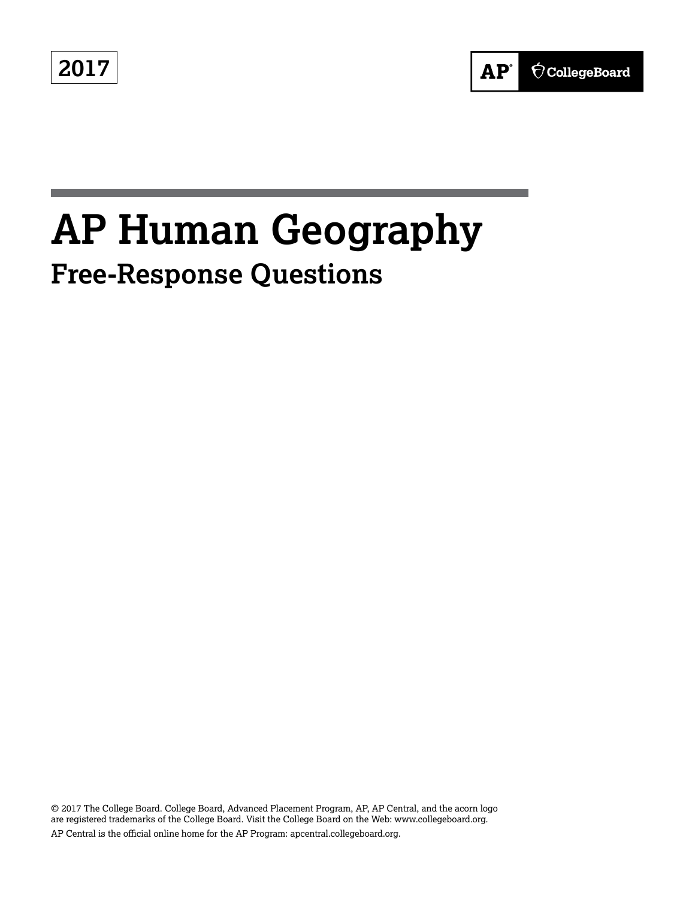2017

AP CollegeBoard

# AP Human Geography

## Free-Response Questions

© 2017 The College Board. College Board, Advanced Placement Program, AP, AP Central, and the acorn logo are registered trademarks of the College Board. Visit the College Board on the Web: www.collegeboard.org.

AP Central is the official online home for the AP Program: apcentral.collegeboard.org.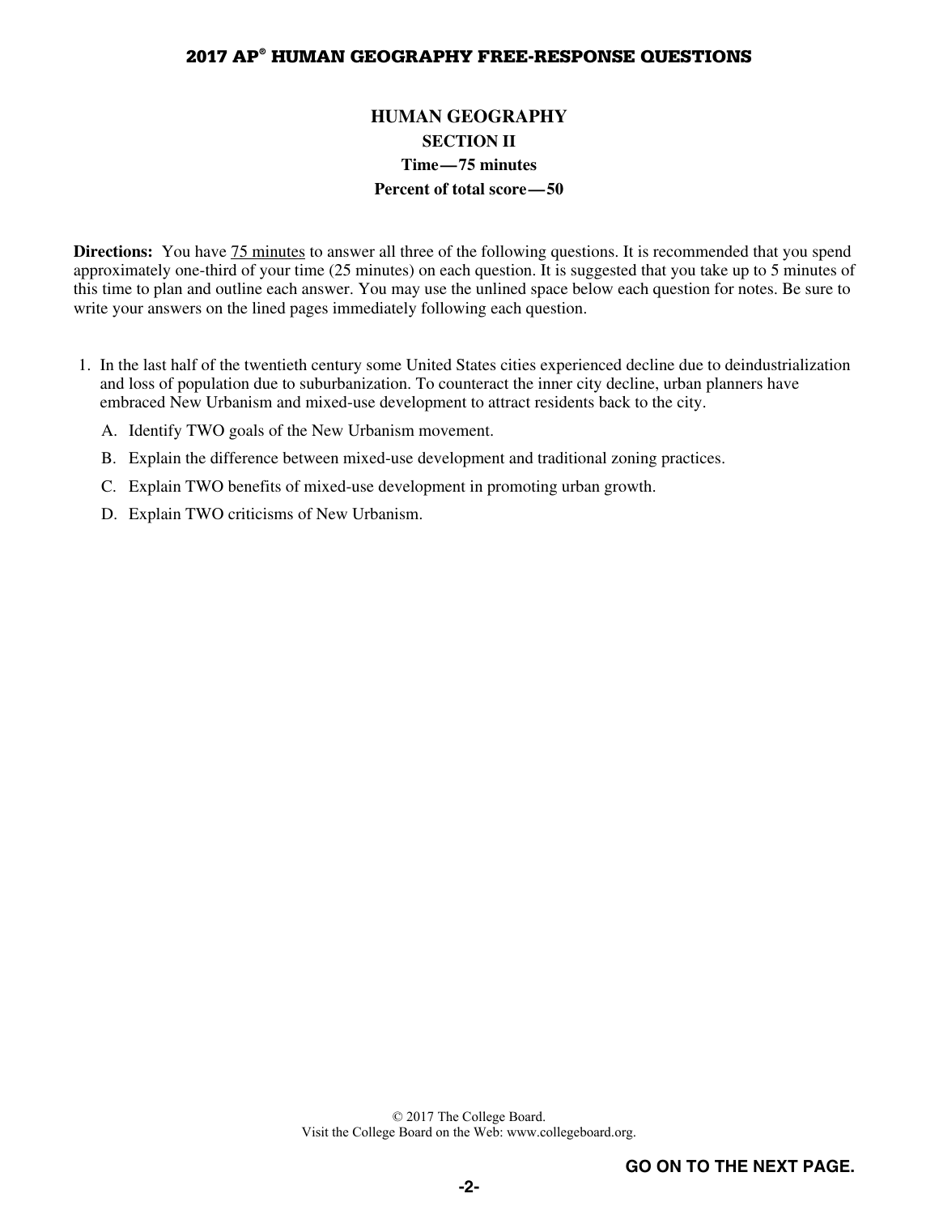# HUMAN GEOGRAPHY

## SECTION II

**Time — 75 minutes**

**Percent of total score — 50**

**Directions:** You have 75 minutes to answer all three of the following questions. It is recommended that you spend approximately one-third of your time (25 minutes) on each question. It is suggested that you take up to 5 minutes of this time to plan and outline each answer. You may use the unlined space below each question for notes. Be sure to write your answers on the lined pages immediately following each question.

1. In the last half of the twentieth century some United States cities experienced decline due to deindustrialization and loss of population due to suburbanization. To counteract the inner city decline, urban planners have embraced New Urbanism and mixed-use development to attract residents back to the city.

   A. Identify TWO goals of the New Urbanism movement.

   B. Explain the difference between mixed-use development and traditional zoning practices.

   C. Explain TWO benefits of mixed-use development in promoting urban growth.

   D. Explain TWO criticisms of New Urbanism.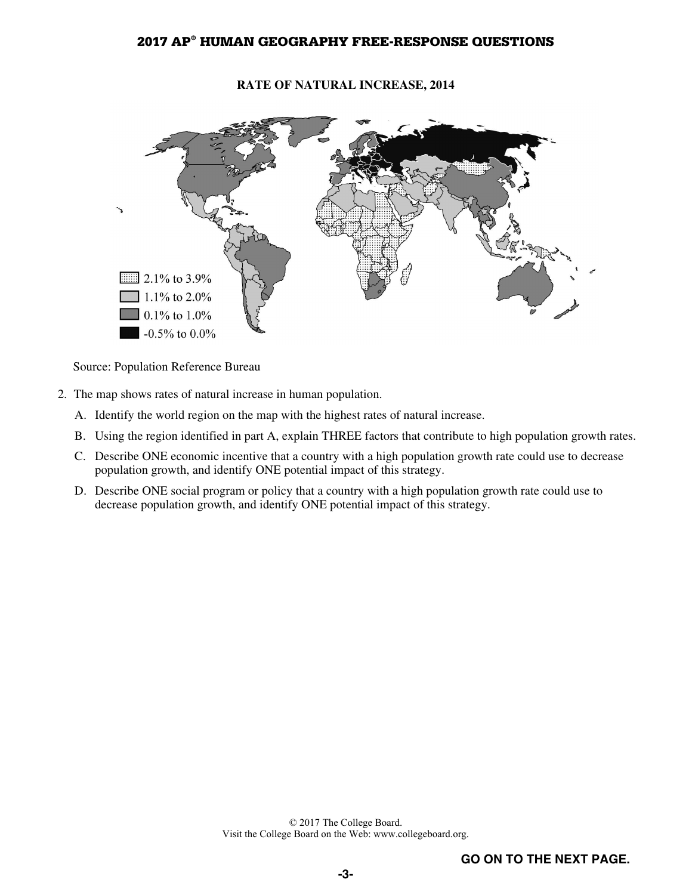**RATE OF NATURAL INCREASE, 2014**

2.1% to 3.9%
1.1% to 2.0%
0.1% to 1.0%
-0.5% to 0.0%

Source: Population Reference Bureau

2. The map shows rates of natural increase in human population.

   A. Identify the world region on the map with the highest rates of natural increase.

   B. Using the region identified in part A, explain THREE factors that contribute to high population growth rates.

   C. Describe ONE economic incentive that a country with a high population growth rate could use to decrease population growth, and identify ONE potential impact of this strategy.

   D. Describe ONE social program or policy that a country with a high population growth rate could use to decrease population growth, and identify ONE potential impact of this strategy.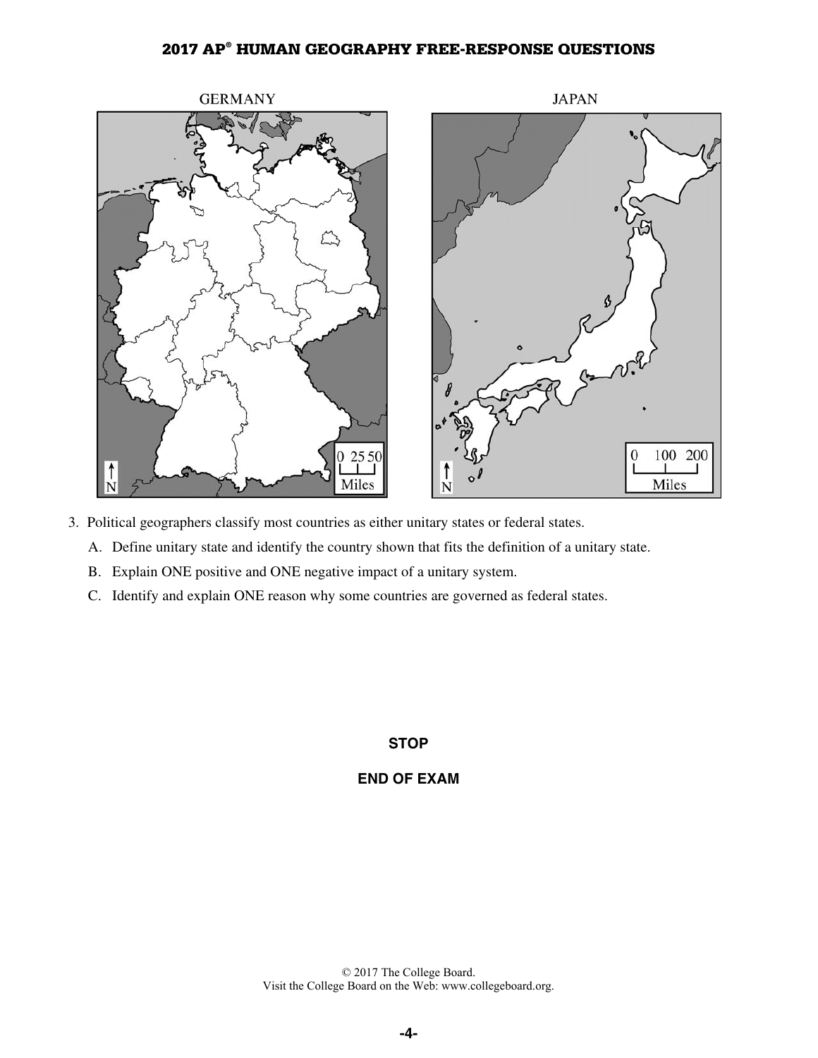GERMANY

0 25 50
Miles

N

JAPAN

0 100 200
Miles

N

3. Political geographers classify most countries as either unitary states or federal states.

   A. Define unitary state and identify the country shown that fits the definition of a unitary state.

   B. Explain ONE positive and ONE negative impact of a unitary system.

   C. Identify and explain ONE reason why some countries are governed as federal states.

**STOP**

**END OF EXAM**

© 2017 The College Board.
Visit the College Board on the Web: www.collegeboard.org.